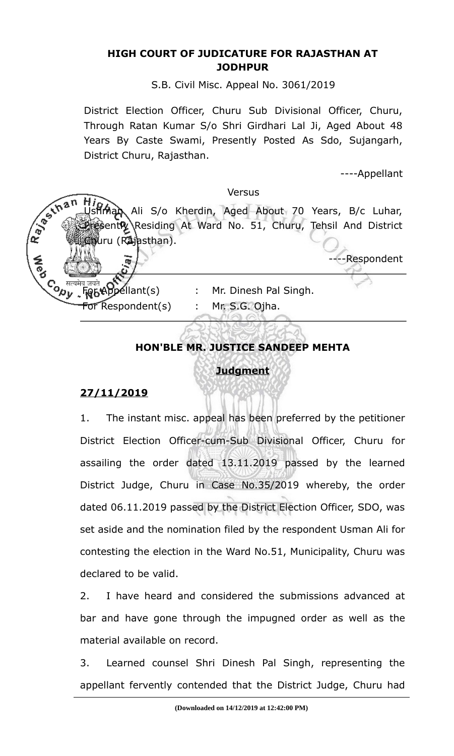# HIGH COURT OF JUDICATURE FOR RAJASTHAN AT JODHPUR

S.B. Civil Misc. Appeal No. 3061/2019

District Election Officer, Churu Sub Divisional Officer, Churu, Through Ratan Kumar S/o Shri Girdhari Lal Ji, Aged About 48 Years By Caste Swami, Presently Posted As Sdo, Sujangarh, District Churu, Rajasthan.

----Appellant

Versus

Ushman Ali S/o Kherdin, Aged About 70 Years, B/c Luhar, Presently Residing At Ward No. 51, Churu, Tehsil And District Churu (Rajasthan).

----Respondent

---

For Appellant(s) : Mr. Dinesh Pal Singh.

For Respondent(s) : Mr. S.G. Ojha.

---

**HON'BLE MR. JUSTICE SANDEEP MEHTA**

**Judgment**

**27/11/2019**

1. The instant misc. appeal has been preferred by the petitioner District Election Officer-cum-Sub Divisional Officer, Churu for assailing the order dated 13.11.2019 passed by the learned District Judge, Churu in Case No.35/2019 whereby, the order dated 06.11.2019 passed by the District Election Officer, SDO, was set aside and the nomination filed by the respondent Usman Ali for contesting the election in the Ward No.51, Municipality, Churu was declared to be valid.

2. I have heard and considered the submissions advanced at bar and have gone through the impugned order as well as the material available on record.

3. Learned counsel Shri Dinesh Pal Singh, representing the appellant fervently contended that the District Judge, Churu had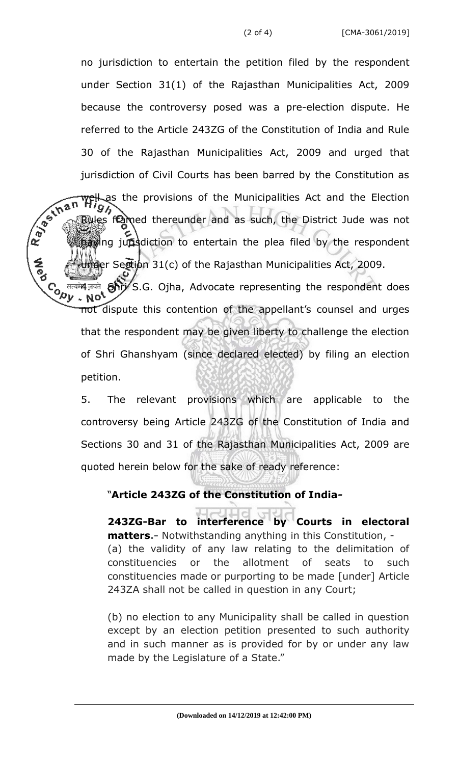no jurisdiction to entertain the petition filed by the respondent under Section 31(1) of the Rajasthan Municipalities Act, 2009 because the controversy posed was a pre-election dispute. He referred to the Article 243ZG of the Constitution of India and Rule 30 of the Rajasthan Municipalities Act, 2009 and urged that jurisdiction of Civil Courts has been barred by the Constitution as well as the provisions of the Municipalities Act and the Election Rules framed thereunder and as such, the District Jude was not having jurisdiction to entertain the plea filed by the respondent under Section 31(c) of the Rajasthan Municipalities Act, 2009.

4. Shri S.G. Ojha, Advocate representing the respondent does not dispute this contention of the appellant's counsel and urges that the respondent may be given liberty to challenge the election of Shri Ghanshyam (since declared elected) by filing an election petition.

5. The relevant provisions which are applicable to the controversy being Article 243ZG of the Constitution of India and Sections 30 and 31 of the Rajasthan Municipalities Act, 2009 are quoted herein below for the sake of ready reference:

> "**Article 243ZG of the Constitution of India-**
>
> **243ZG-Bar to interference by Courts in electoral matters.-** Notwithstanding anything in this Constitution, -
> (a) the validity of any law relating to the delimitation of constituencies or the allotment of seats to such constituencies made or purporting to be made [under] Article 243ZA shall not be called in question in any Court;
>
> (b) no election to any Municipality shall be called in question except by an election petition presented to such authority and in such manner as is provided for by or under any law made by the Legislature of a State."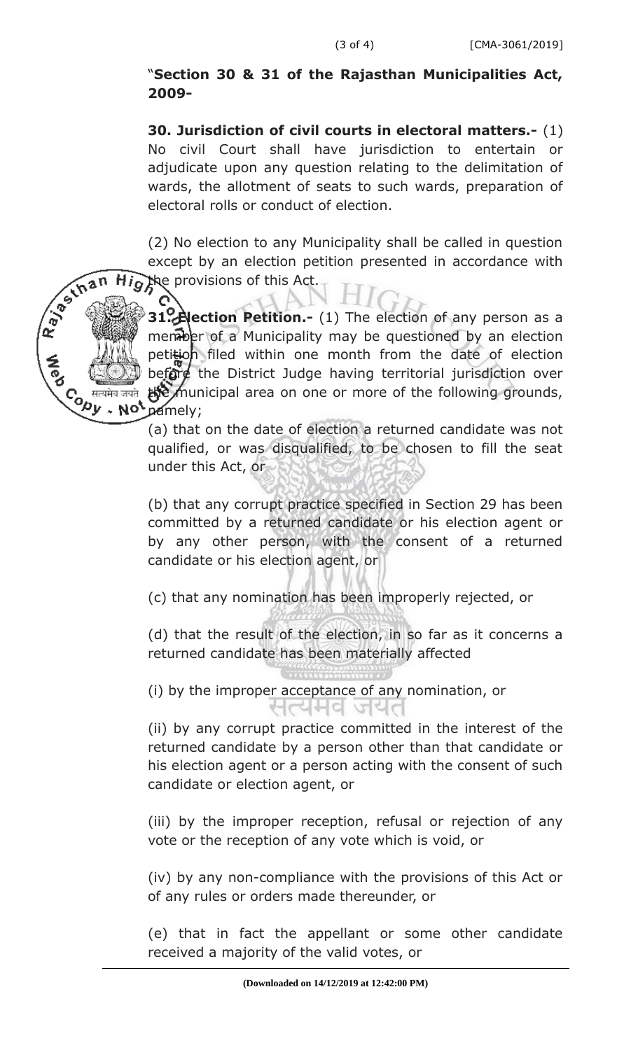"**Section 30 & 31 of the Rajasthan Municipalities Act, 2009-**

**30. Jurisdiction of civil courts in electoral matters.-** (1) No civil Court shall have jurisdiction to entertain or adjudicate upon any question relating to the delimitation of wards, the allotment of seats to such wards, preparation of electoral rolls or conduct of election.

(2) No election to any Municipality shall be called in question except by an election petition presented in accordance with the provisions of this Act.

**31. Election Petition.-** (1) The election of any person as a member of a Municipality may be questioned by an election petition filed within one month from the date of election before the District Judge having territorial jurisdiction over the municipal area on one or more of the following grounds, namely;

(a) that on the date of election a returned candidate was not qualified, or was disqualified, to be chosen to fill the seat under this Act, or

(b) that any corrupt practice specified in Section 29 has been committed by a returned candidate or his election agent or by any other person, with the consent of a returned candidate or his election agent, or

(c) that any nomination has been improperly rejected, or

(d) that the result of the election, in so far as it concerns a returned candidate has been materially affected

(i) by the improper acceptance of any nomination, or

(ii) by any corrupt practice committed in the interest of the returned candidate by a person other than that candidate or his election agent or a person acting with the consent of such candidate or election agent, or

(iii) by the improper reception, refusal or rejection of any vote or the reception of any vote which is void, or

(iv) by any non-compliance with the provisions of this Act or of any rules or orders made thereunder, or

(e) that in fact the appellant or some other candidate received a majority of the valid votes, or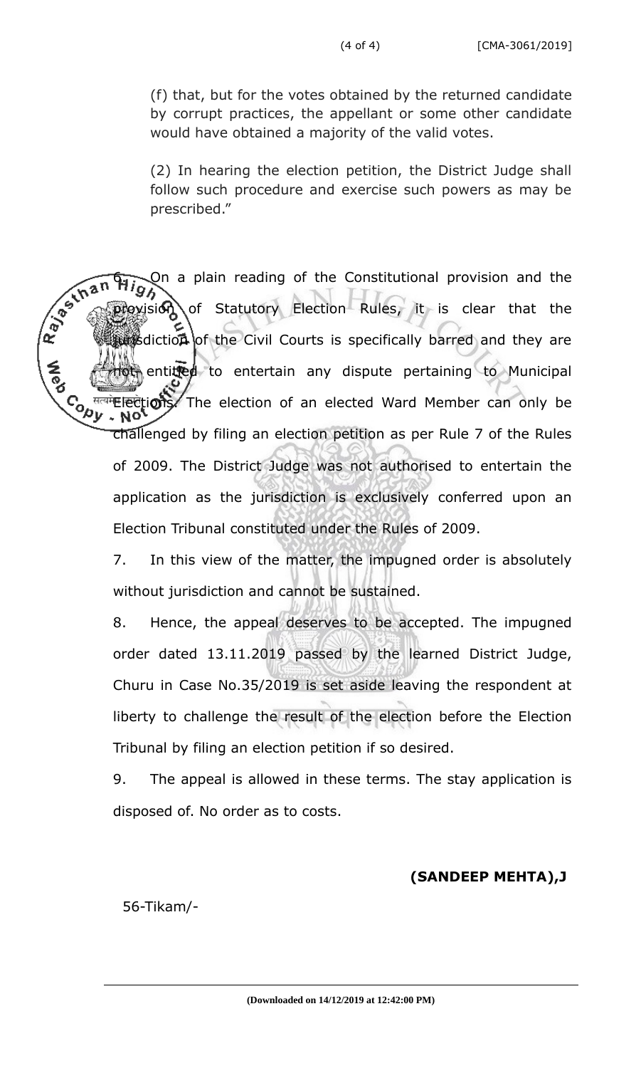(f) that, but for the votes obtained by the returned candidate by corrupt practices, the appellant or some other candidate would have obtained a majority of the valid votes.

(2) In hearing the election petition, the District Judge shall follow such procedure and exercise such powers as may be prescribed."

6. On a plain reading of the Constitutional provision and the provision of Statutory Election Rules, it is clear that the jurisdiction of the Civil Courts is specifically barred and they are not entitled to entertain any dispute pertaining to Municipal Elections. The election of an elected Ward Member can only be challenged by filing an election petition as per Rule 7 of the Rules of 2009. The District Judge was not authorised to entertain the application as the jurisdiction is exclusively conferred upon an Election Tribunal constituted under the Rules of 2009.

7. In this view of the matter, the impugned order is absolutely without jurisdiction and cannot be sustained.

8. Hence, the appeal deserves to be accepted. The impugned order dated 13.11.2019 passed by the learned District Judge, Churu in Case No.35/2019 is set aside leaving the respondent at liberty to challenge the result of the election before the Election Tribunal by filing an election petition if so desired.

9. The appeal is allowed in these terms. The stay application is disposed of. No order as to costs.

**(SANDEEP MEHTA),J**

56-Tikam/-